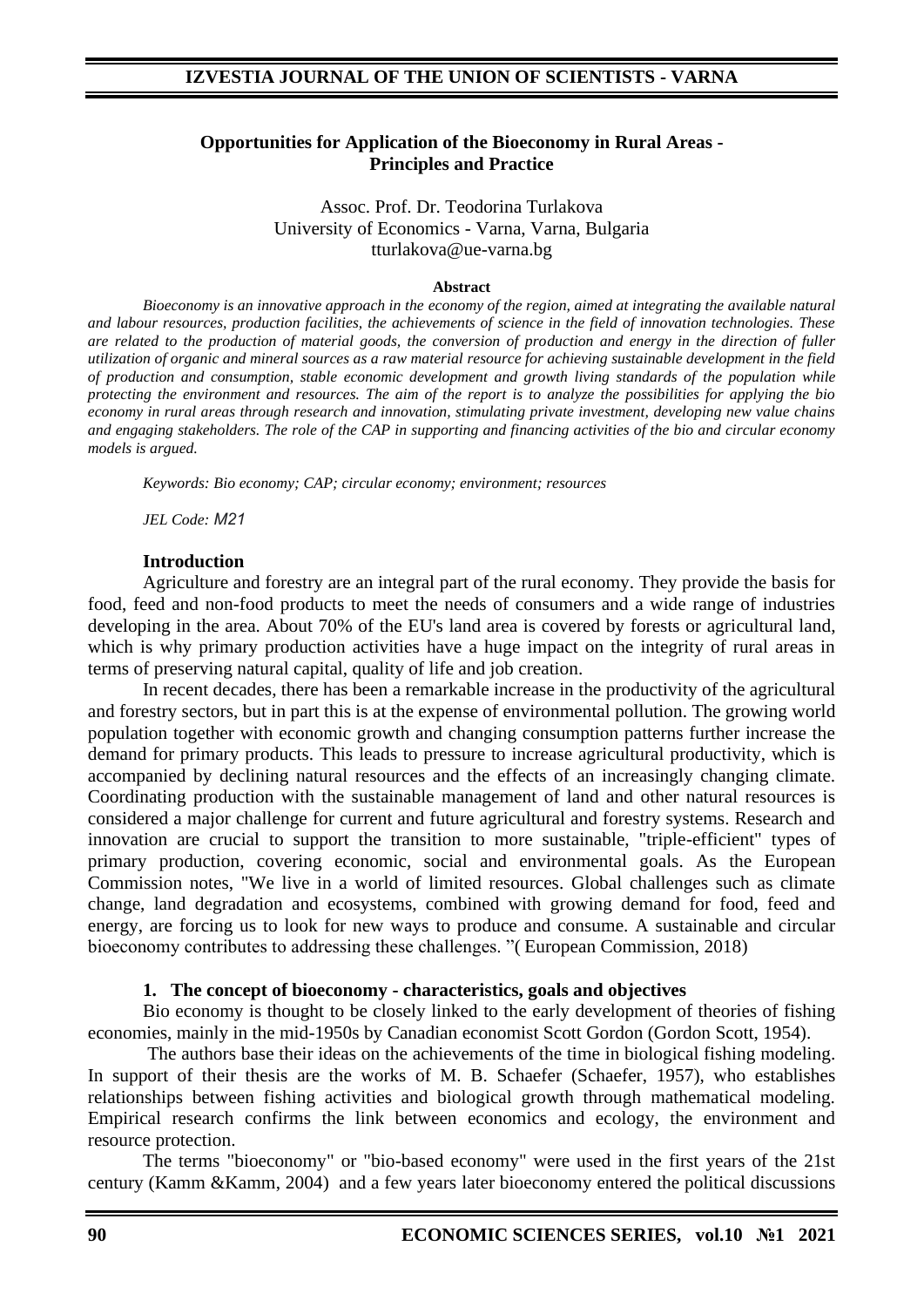# Opportunities for Application of the Bioeconomy in Rural Areas - Principles and Practice

Assoc. Prof. Dr. Teodorina Turlakova
University of Economics - Varna, Varna, Bulgaria
tturlakova@ue-varna.bg

**Abstract**

*Bioeconomy is an innovative approach in the economy of the region, aimed at integrating the available natural and labour resources, production facilities, the achievements of science in the field of innovation technologies. These are related to the production of material goods, the conversion of production and energy in the direction of fuller utilization of organic and mineral sources as a raw material resource for achieving sustainable development in the field of production and consumption, stable economic development and growth living standards of the population while protecting the environment and resources. The aim of the report is to analyze the possibilities for applying the bio economy in rural areas through research and innovation, stimulating private investment, developing new value chains and engaging stakeholders. The role of the CAP in supporting and financing activities of the bio and circular economy models is argued.*

*Keywords: Bio economy; CAP; circular economy; environment; resources*

*JEL Code: M21*

## Introduction

Agriculture and forestry are an integral part of the rural economy. They provide the basis for food, feed and non-food products to meet the needs of consumers and a wide range of industries developing in the area. About 70% of the EU's land area is covered by forests or agricultural land, which is why primary production activities have a huge impact on the integrity of rural areas in terms of preserving natural capital, quality of life and job creation.

In recent decades, there has been a remarkable increase in the productivity of the agricultural and forestry sectors, but in part this is at the expense of environmental pollution. The growing world population together with economic growth and changing consumption patterns further increase the demand for primary products. This leads to pressure to increase agricultural productivity, which is accompanied by declining natural resources and the effects of an increasingly changing climate. Coordinating production with the sustainable management of land and other natural resources is considered a major challenge for current and future agricultural and forestry systems. Research and innovation are crucial to support the transition to more sustainable, "triple-efficient" types of primary production, covering economic, social and environmental goals. As the European Commission notes, "We live in a world of limited resources. Global challenges such as climate change, land degradation and ecosystems, combined with growing demand for food, feed and energy, are forcing us to look for new ways to produce and consume. A sustainable and circular bioeconomy contributes to addressing these challenges. "( European Commission, 2018)

## 1. The concept of bioeconomy - characteristics, goals and objectives

Bio economy is thought to be closely linked to the early development of theories of fishing economies, mainly in the mid-1950s by Canadian economist Scott Gordon (Gordon Scott, 1954).

The authors base their ideas on the achievements of the time in biological fishing modeling. In support of their thesis are the works of M. B. Schaefer (Schaefer, 1957), who establishes relationships between fishing activities and biological growth through mathematical modeling. Empirical research confirms the link between economics and ecology, the environment and resource protection.

The terms "bioeconomy" or "bio-based economy" were used in the first years of the 21st century (Kamm &Kamm, 2004) and a few years later bioeconomy entered the political discussions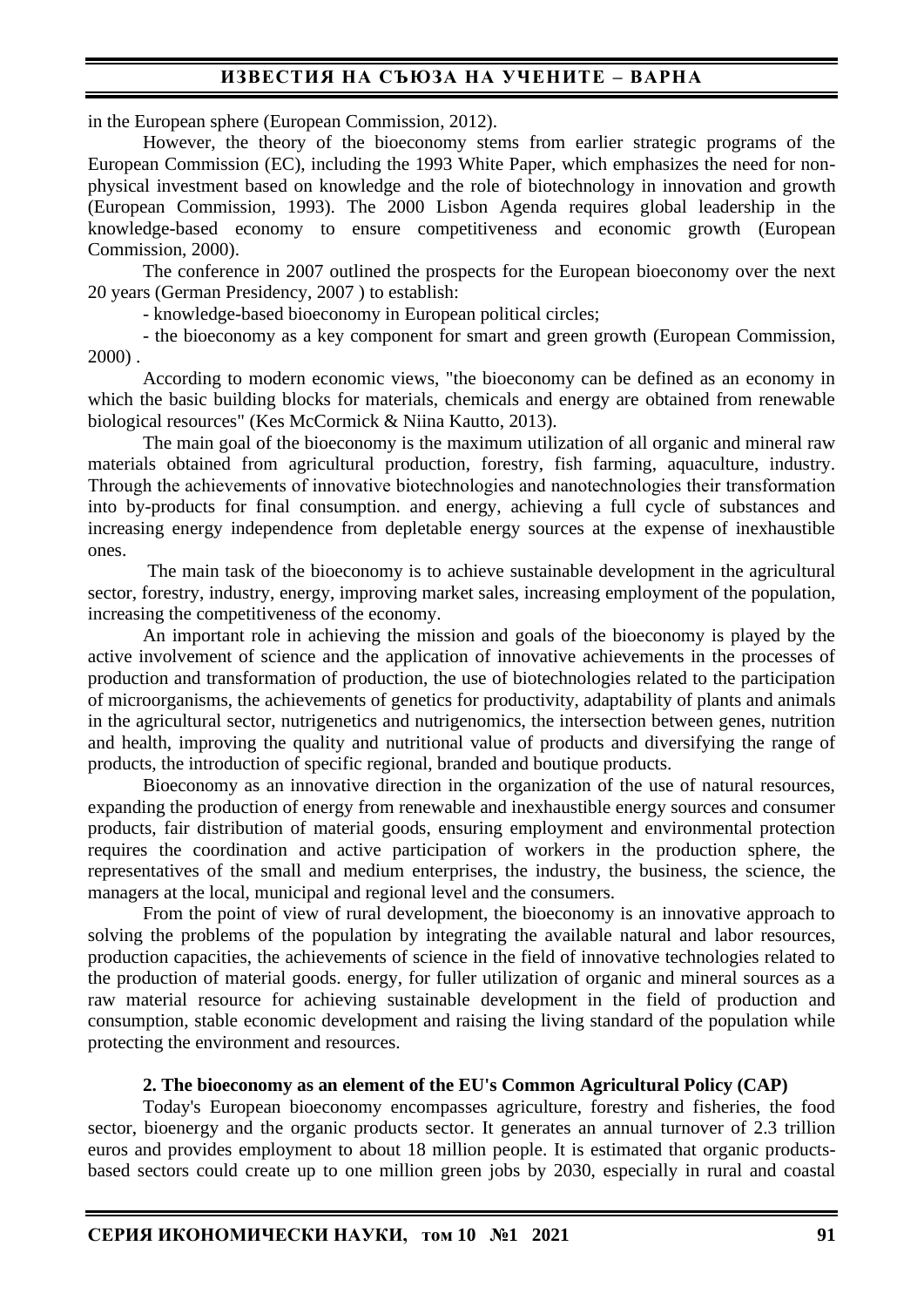in the European sphere (European Commission, 2012).

However, the theory of the bioeconomy stems from earlier strategic programs of the European Commission (EC), including the 1993 White Paper, which emphasizes the need for non-physical investment based on knowledge and the role of biotechnology in innovation and growth (European Commission, 1993). The 2000 Lisbon Agenda requires global leadership in the knowledge-based economy to ensure competitiveness and economic growth (European Commission, 2000).

The conference in 2007 outlined the prospects for the European bioeconomy over the next 20 years (German Presidency, 2007 ) to establish:

- knowledge-based bioeconomy in European political circles;
- the bioeconomy as a key component for smart and green growth (European Commission, 2000) .

According to modern economic views, "the bioeconomy can be defined as an economy in which the basic building blocks for materials, chemicals and energy are obtained from renewable biological resources" (Kes McCormick & Niina Kautto, 2013).

The main goal of the bioeconomy is the maximum utilization of all organic and mineral raw materials obtained from agricultural production, forestry, fish farming, aquaculture, industry. Through the achievements of innovative biotechnologies and nanotechnologies their transformation into by-products for final consumption. and energy, achieving a full cycle of substances and increasing energy independence from depletable energy sources at the expense of inexhaustible ones.

The main task of the bioeconomy is to achieve sustainable development in the agricultural sector, forestry, industry, energy, improving market sales, increasing employment of the population, increasing the competitiveness of the economy.

An important role in achieving the mission and goals of the bioeconomy is played by the active involvement of science and the application of innovative achievements in the processes of production and transformation of production, the use of biotechnologies related to the participation of microorganisms, the achievements of genetics for productivity, adaptability of plants and animals in the agricultural sector, nutrigenetics and nutrigenomics, the intersection between genes, nutrition and health, improving the quality and nutritional value of products and diversifying the range of products, the introduction of specific regional, branded and boutique products.

Bioeconomy as an innovative direction in the organization of the use of natural resources, expanding the production of energy from renewable and inexhaustible energy sources and consumer products, fair distribution of material goods, ensuring employment and environmental protection requires the coordination and active participation of workers in the production sphere, the representatives of the small and medium enterprises, the industry, the business, the science, the managers at the local, municipal and regional level and the consumers.

From the point of view of rural development, the bioeconomy is an innovative approach to solving the problems of the population by integrating the available natural and labor resources, production capacities, the achievements of science in the field of innovative technologies related to the production of material goods. energy, for fuller utilization of organic and mineral sources as a raw material resource for achieving sustainable development in the field of production and consumption, stable economic development and raising the living standard of the population while protecting the environment and resources.

## 2. The bioeconomy as an element of the EU's Common Agricultural Policy (CAP)

Today's European bioeconomy encompasses agriculture, forestry and fisheries, the food sector, bioenergy and the organic products sector. It generates an annual turnover of 2.3 trillion euros and provides employment to about 18 million people. It is estimated that organic products-based sectors could create up to one million green jobs by 2030, especially in rural and coastal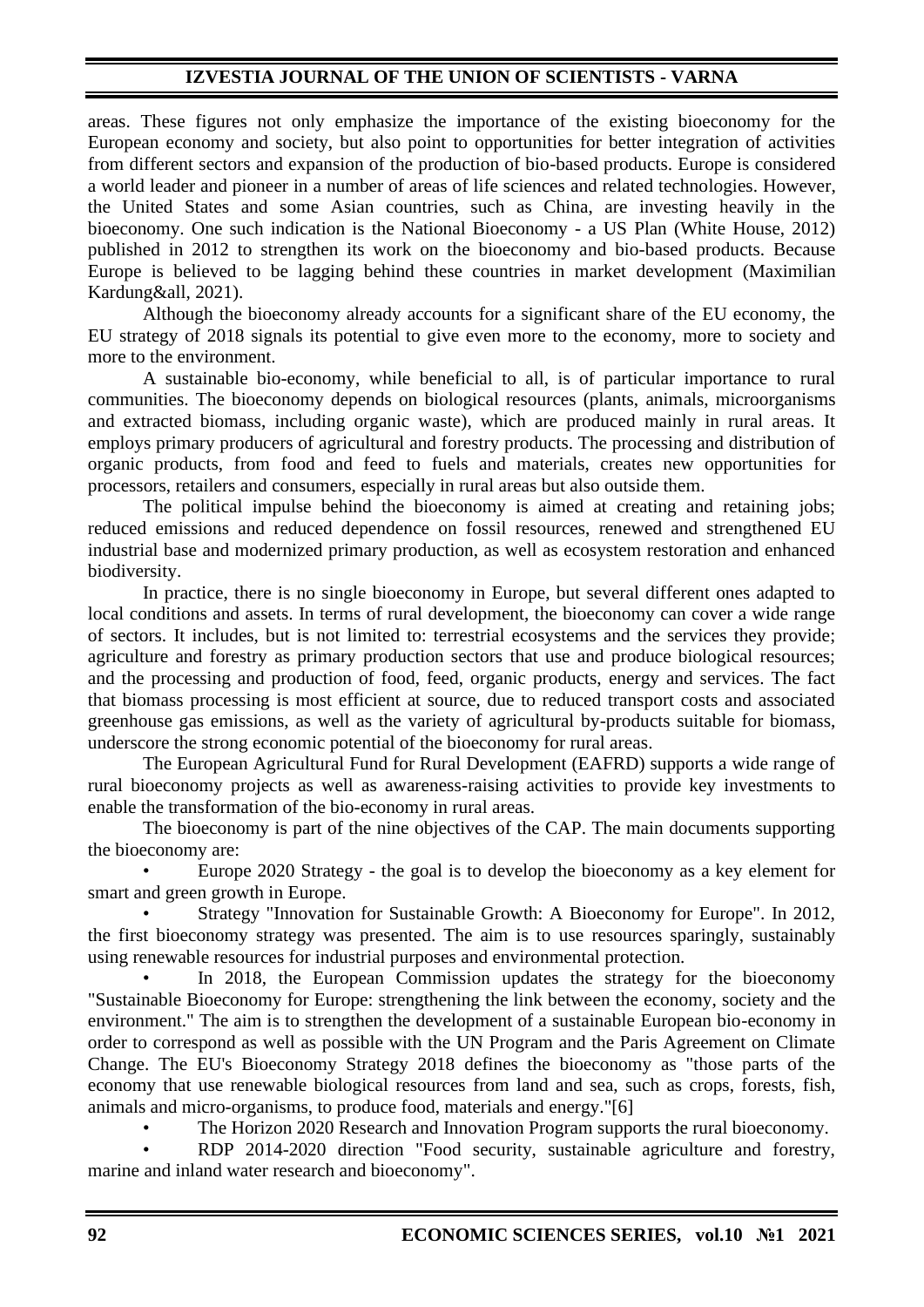areas. These figures not only emphasize the importance of the existing bioeconomy for the European economy and society, but also point to opportunities for better integration of activities from different sectors and expansion of the production of bio-based products. Europe is considered a world leader and pioneer in a number of areas of life sciences and related technologies. However, the United States and some Asian countries, such as China, are investing heavily in the bioeconomy. One such indication is the National Bioeconomy - a US Plan (White House, 2012) published in 2012 to strengthen its work on the bioeconomy and bio-based products. Because Europe is believed to be lagging behind these countries in market development (Maximilian Kardung&all, 2021).

Although the bioeconomy already accounts for a significant share of the EU economy, the EU strategy of 2018 signals its potential to give even more to the economy, more to society and more to the environment.

A sustainable bio-economy, while beneficial to all, is of particular importance to rural communities. The bioeconomy depends on biological resources (plants, animals, microorganisms and extracted biomass, including organic waste), which are produced mainly in rural areas. It employs primary producers of agricultural and forestry products. The processing and distribution of organic products, from food and feed to fuels and materials, creates new opportunities for processors, retailers and consumers, especially in rural areas but also outside them.

The political impulse behind the bioeconomy is aimed at creating and retaining jobs; reduced emissions and reduced dependence on fossil resources, renewed and strengthened EU industrial base and modernized primary production, as well as ecosystem restoration and enhanced biodiversity.

In practice, there is no single bioeconomy in Europe, but several different ones adapted to local conditions and assets. In terms of rural development, the bioeconomy can cover a wide range of sectors. It includes, but is not limited to: terrestrial ecosystems and the services they provide; agriculture and forestry as primary production sectors that use and produce biological resources; and the processing and production of food, feed, organic products, energy and services. The fact that biomass processing is most efficient at source, due to reduced transport costs and associated greenhouse gas emissions, as well as the variety of agricultural by-products suitable for biomass, underscore the strong economic potential of the bioeconomy for rural areas.

The European Agricultural Fund for Rural Development (EAFRD) supports a wide range of rural bioeconomy projects as well as awareness-raising activities to provide key investments to enable the transformation of the bio-economy in rural areas.

The bioeconomy is part of the nine objectives of the CAP. The main documents supporting the bioeconomy are:

- Europe 2020 Strategy - the goal is to develop the bioeconomy as a key element for smart and green growth in Europe.
- Strategy "Innovation for Sustainable Growth: A Bioeconomy for Europe". In 2012, the first bioeconomy strategy was presented. The aim is to use resources sparingly, sustainably using renewable resources for industrial purposes and environmental protection.
- In 2018, the European Commission updates the strategy for the bioeconomy "Sustainable Bioeconomy for Europe: strengthening the link between the economy, society and the environment." The aim is to strengthen the development of a sustainable European bio-economy in order to correspond as well as possible with the UN Program and the Paris Agreement on Climate Change. The EU's Bioeconomy Strategy 2018 defines the bioeconomy as "those parts of the economy that use renewable biological resources from land and sea, such as crops, forests, fish, animals and micro-organisms, to produce food, materials and energy."[6]
- The Horizon 2020 Research and Innovation Program supports the rural bioeconomy.
- RDP 2014-2020 direction "Food security, sustainable agriculture and forestry, marine and inland water research and bioeconomy".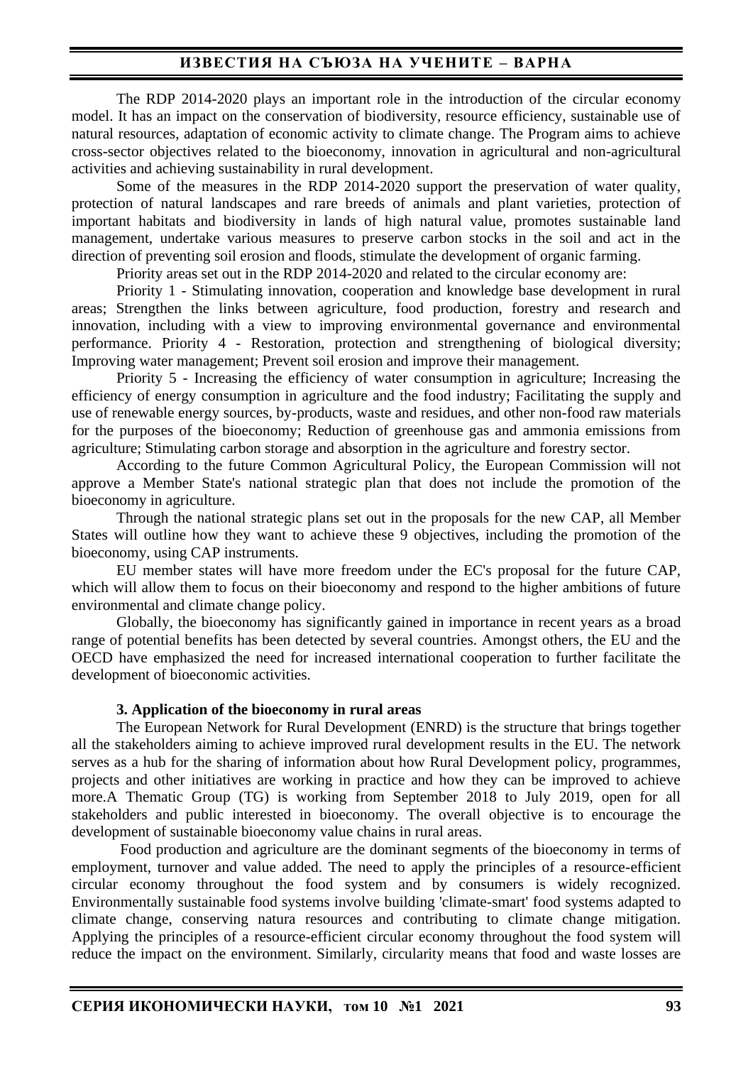The RDP 2014-2020 plays an important role in the introduction of the circular economy model. It has an impact on the conservation of biodiversity, resource efficiency, sustainable use of natural resources, adaptation of economic activity to climate change. The Program aims to achieve cross-sector objectives related to the bioeconomy, innovation in agricultural and non-agricultural activities and achieving sustainability in rural development.

Some of the measures in the RDP 2014-2020 support the preservation of water quality, protection of natural landscapes and rare breeds of animals and plant varieties, protection of important habitats and biodiversity in lands of high natural value, promotes sustainable land management, undertake various measures to preserve carbon stocks in the soil and act in the direction of preventing soil erosion and floods, stimulate the development of organic farming.

Priority areas set out in the RDP 2014-2020 and related to the circular economy are:

Priority 1 - Stimulating innovation, cooperation and knowledge base development in rural areas; Strengthen the links between agriculture, food production, forestry and research and innovation, including with a view to improving environmental governance and environmental performance. Priority 4 - Restoration, protection and strengthening of biological diversity; Improving water management; Prevent soil erosion and improve their management.

Priority 5 - Increasing the efficiency of water consumption in agriculture; Increasing the efficiency of energy consumption in agriculture and the food industry; Facilitating the supply and use of renewable energy sources, by-products, waste and residues, and other non-food raw materials for the purposes of the bioeconomy; Reduction of greenhouse gas and ammonia emissions from agriculture; Stimulating carbon storage and absorption in the agriculture and forestry sector.

According to the future Common Agricultural Policy, the European Commission will not approve a Member State's national strategic plan that does not include the promotion of the bioeconomy in agriculture.

Through the national strategic plans set out in the proposals for the new CAP, all Member States will outline how they want to achieve these 9 objectives, including the promotion of the bioeconomy, using CAP instruments.

EU member states will have more freedom under the EC's proposal for the future CAP, which will allow them to focus on their bioeconomy and respond to the higher ambitions of future environmental and climate change policy.

Globally, the bioeconomy has significantly gained in importance in recent years as a broad range of potential benefits has been detected by several countries. Amongst others, the EU and the OECD have emphasized the need for increased international cooperation to further facilitate the development of bioeconomic activities.

### 3. Application of the bioeconomy in rural areas

The European Network for Rural Development (ENRD) is the structure that brings together all the stakeholders aiming to achieve improved rural development results in the EU. The network serves as a hub for the sharing of information about how Rural Development policy, programmes, projects and other initiatives are working in practice and how they can be improved to achieve more.A Thematic Group (TG) is working from September 2018 to July 2019, open for all stakeholders and public interested in bioeconomy. The overall objective is to encourage the development of sustainable bioeconomy value chains in rural areas.

Food production and agriculture are the dominant segments of the bioeconomy in terms of employment, turnover and value added. The need to apply the principles of a resource-efficient circular economy throughout the food system and by consumers is widely recognized. Environmentally sustainable food systems involve building 'climate-smart' food systems adapted to climate change, conserving natura resources and contributing to climate change mitigation. Applying the principles of a resource-efficient circular economy throughout the food system will reduce the impact on the environment. Similarly, circularity means that food and waste losses are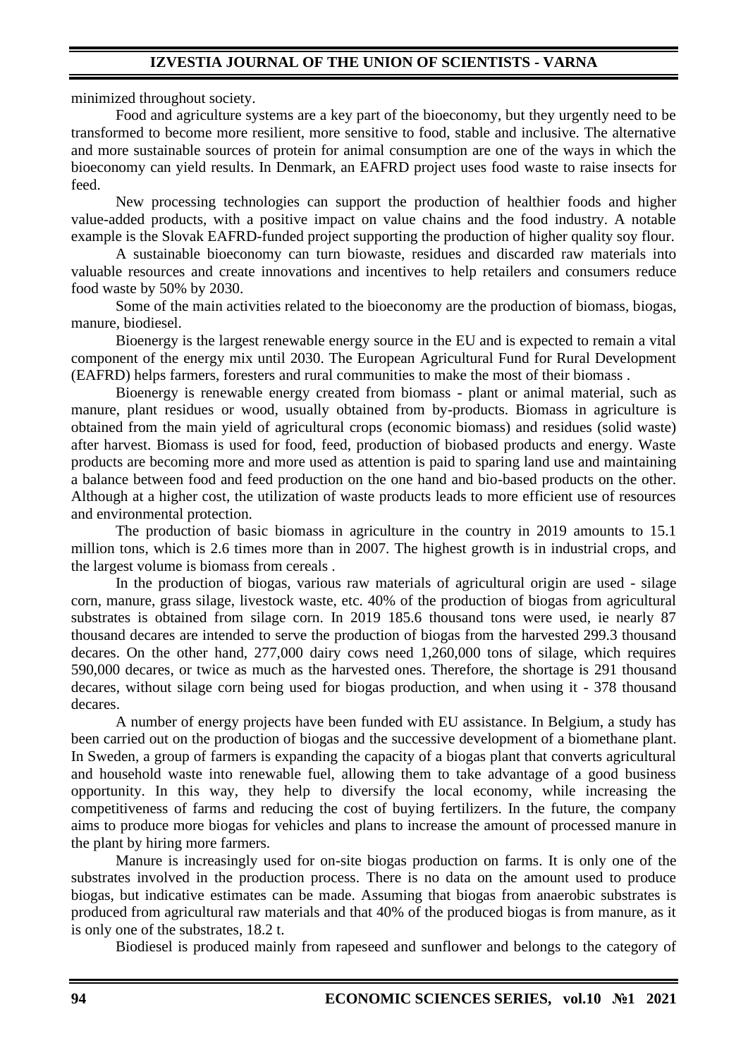minimized throughout society.

Food and agriculture systems are a key part of the bioeconomy, but they urgently need to be transformed to become more resilient, more sensitive to food, stable and inclusive. The alternative and more sustainable sources of protein for animal consumption are one of the ways in which the bioeconomy can yield results. In Denmark, an EAFRD project uses food waste to raise insects for feed.

New processing technologies can support the production of healthier foods and higher value-added products, with a positive impact on value chains and the food industry. A notable example is the Slovak EAFRD-funded project supporting the production of higher quality soy flour.

A sustainable bioeconomy can turn biowaste, residues and discarded raw materials into valuable resources and create innovations and incentives to help retailers and consumers reduce food waste by 50% by 2030.

Some of the main activities related to the bioeconomy are the production of biomass, biogas, manure, biodiesel.

Bioenergy is the largest renewable energy source in the EU and is expected to remain a vital component of the energy mix until 2030. The European Agricultural Fund for Rural Development (EAFRD) helps farmers, foresters and rural communities to make the most of their biomass .

Bioenergy is renewable energy created from biomass - plant or animal material, such as manure, plant residues or wood, usually obtained from by-products. Biomass in agriculture is obtained from the main yield of agricultural crops (economic biomass) and residues (solid waste) after harvest. Biomass is used for food, feed, production of biobased products and energy. Waste products are becoming more and more used as attention is paid to sparing land use and maintaining a balance between food and feed production on the one hand and bio-based products on the other. Although at a higher cost, the utilization of waste products leads to more efficient use of resources and environmental protection.

The production of basic biomass in agriculture in the country in 2019 amounts to 15.1 million tons, which is 2.6 times more than in 2007. The highest growth is in industrial crops, and the largest volume is biomass from cereals .

In the production of biogas, various raw materials of agricultural origin are used - silage corn, manure, grass silage, livestock waste, etc. 40% of the production of biogas from agricultural substrates is obtained from silage corn. In 2019 185.6 thousand tons were used, ie nearly 87 thousand decares are intended to serve the production of biogas from the harvested 299.3 thousand decares. On the other hand, 277,000 dairy cows need 1,260,000 tons of silage, which requires 590,000 decares, or twice as much as the harvested ones. Therefore, the shortage is 291 thousand decares, without silage corn being used for biogas production, and when using it - 378 thousand decares.

A number of energy projects have been funded with EU assistance. In Belgium, a study has been carried out on the production of biogas and the successive development of a biomethane plant. In Sweden, a group of farmers is expanding the capacity of a biogas plant that converts agricultural and household waste into renewable fuel, allowing them to take advantage of a good business opportunity. In this way, they help to diversify the local economy, while increasing the competitiveness of farms and reducing the cost of buying fertilizers. In the future, the company aims to produce more biogas for vehicles and plans to increase the amount of processed manure in the plant by hiring more farmers.

Manure is increasingly used for on-site biogas production on farms. It is only one of the substrates involved in the production process. There is no data on the amount used to produce biogas, but indicative estimates can be made. Assuming that biogas from anaerobic substrates is produced from agricultural raw materials and that 40% of the produced biogas is from manure, as it is only one of the substrates, 18.2 t.

Biodiesel is produced mainly from rapeseed and sunflower and belongs to the category of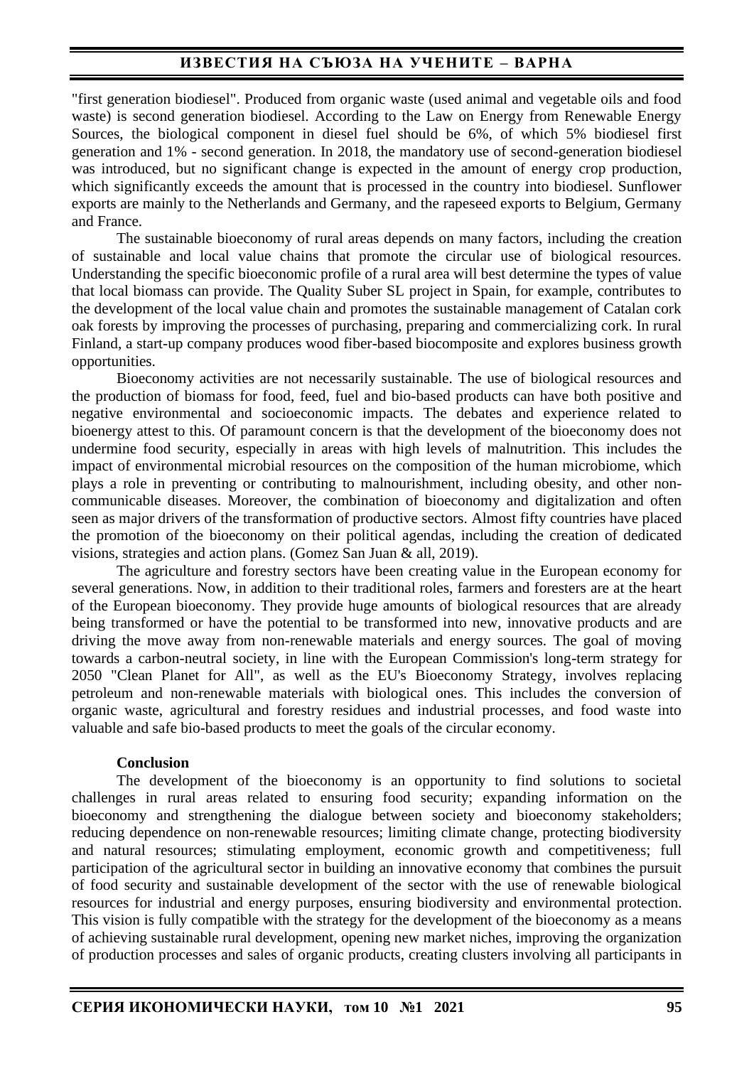"first generation biodiesel". Produced from organic waste (used animal and vegetable oils and food waste) is second generation biodiesel. According to the Law on Energy from Renewable Energy Sources, the biological component in diesel fuel should be 6%, of which 5% biodiesel first generation and 1% - second generation. In 2018, the mandatory use of second-generation biodiesel was introduced, but no significant change is expected in the amount of energy crop production, which significantly exceeds the amount that is processed in the country into biodiesel. Sunflower exports are mainly to the Netherlands and Germany, and the rapeseed exports to Belgium, Germany and France.

The sustainable bioeconomy of rural areas depends on many factors, including the creation of sustainable and local value chains that promote the circular use of biological resources. Understanding the specific bioeconomic profile of a rural area will best determine the types of value that local biomass can provide. The Quality Suber SL project in Spain, for example, contributes to the development of the local value chain and promotes the sustainable management of Catalan cork oak forests by improving the processes of purchasing, preparing and commercializing cork. In rural Finland, a start-up company produces wood fiber-based biocomposite and explores business growth opportunities.

Bioeconomy activities are not necessarily sustainable. The use of biological resources and the production of biomass for food, feed, fuel and bio-based products can have both positive and negative environmental and socioeconomic impacts. The debates and experience related to bioenergy attest to this. Of paramount concern is that the development of the bioeconomy does not undermine food security, especially in areas with high levels of malnutrition. This includes the impact of environmental microbial resources on the composition of the human microbiome, which plays a role in preventing or contributing to malnourishment, including obesity, and other non-communicable diseases. Moreover, the combination of bioeconomy and digitalization and often seen as major drivers of the transformation of productive sectors. Almost fifty countries have placed the promotion of the bioeconomy on their political agendas, including the creation of dedicated visions, strategies and action plans. (Gomez San Juan & all, 2019).

The agriculture and forestry sectors have been creating value in the European economy for several generations. Now, in addition to their traditional roles, farmers and foresters are at the heart of the European bioeconomy. They provide huge amounts of biological resources that are already being transformed or have the potential to be transformed into new, innovative products and are driving the move away from non-renewable materials and energy sources. The goal of moving towards a carbon-neutral society, in line with the European Commission's long-term strategy for 2050 "Clean Planet for All", as well as the EU's Bioeconomy Strategy, involves replacing petroleum and non-renewable materials with biological ones. This includes the conversion of organic waste, agricultural and forestry residues and industrial processes, and food waste into valuable and safe bio-based products to meet the goals of the circular economy.

## Conclusion

The development of the bioeconomy is an opportunity to find solutions to societal challenges in rural areas related to ensuring food security; expanding information on the bioeconomy and strengthening the dialogue between society and bioeconomy stakeholders; reducing dependence on non-renewable resources; limiting climate change, protecting biodiversity and natural resources; stimulating employment, economic growth and competitiveness; full participation of the agricultural sector in building an innovative economy that combines the pursuit of food security and sustainable development of the sector with the use of renewable biological resources for industrial and energy purposes, ensuring biodiversity and environmental protection. This vision is fully compatible with the strategy for the development of the bioeconomy as a means of achieving sustainable rural development, opening new market niches, improving the organization of production processes and sales of organic products, creating clusters involving all participants in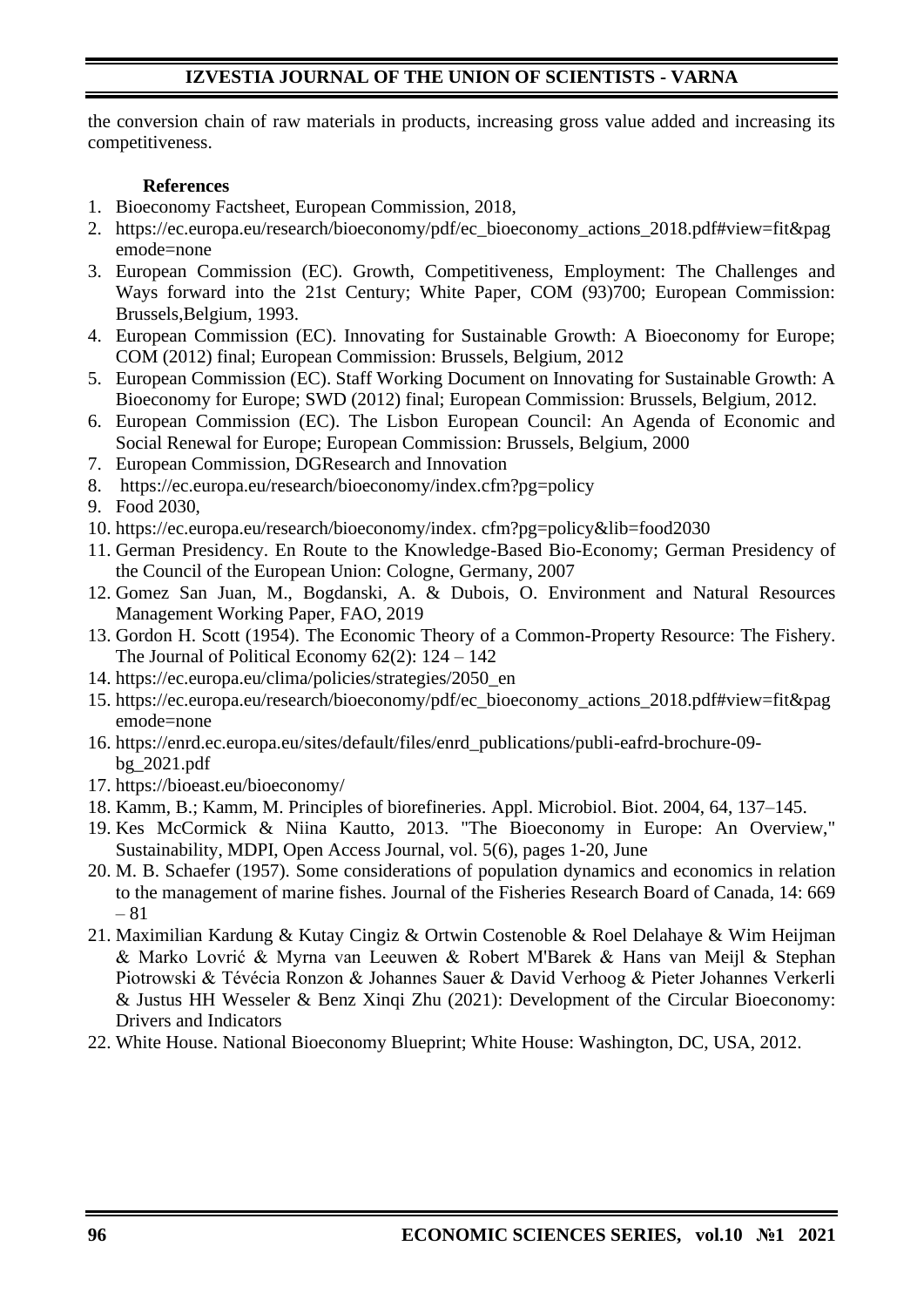the conversion chain of raw materials in products, increasing gross value added and increasing its competitiveness.

**References**

1. Bioeconomy Factsheet, European Commission, 2018,
2. https://ec.europa.eu/research/bioeconomy/pdf/ec_bioeconomy_actions_2018.pdf#view=fit&pagemode=none
3. European Commission (EC). Growth, Competitiveness, Employment: The Challenges and Ways forward into the 21st Century; White Paper, COM (93)700; European Commission: Brussels,Belgium, 1993.
4. European Commission (EC). Innovating for Sustainable Growth: A Bioeconomy for Europe; COM (2012) final; European Commission: Brussels, Belgium, 2012
5. European Commission (EC). Staff Working Document on Innovating for Sustainable Growth: A Bioeconomy for Europe; SWD (2012) final; European Commission: Brussels, Belgium, 2012.
6. European Commission (EC). The Lisbon European Council: An Agenda of Economic and Social Renewal for Europe; European Commission: Brussels, Belgium, 2000
7. European Commission, DGResearch and Innovation
8. https://ec.europa.eu/research/bioeconomy/index.cfm?pg=policy
9. Food 2030,
10. https://ec.europa.eu/research/bioeconomy/index. cfm?pg=policy&lib=food2030
11. German Presidency. En Route to the Knowledge-Based Bio-Economy; German Presidency of the Council of the European Union: Cologne, Germany, 2007
12. Gomez San Juan, M., Bogdanski, A. & Dubois, O. Environment and Natural Resources Management Working Paper, FAO, 2019
13. Gordon H. Scott (1954). The Economic Theory of a Common-Property Resource: The Fishery. The Journal of Political Economy 62(2): 124 – 142
14. https://ec.europa.eu/clima/policies/strategies/2050_en
15. https://ec.europa.eu/research/bioeconomy/pdf/ec_bioeconomy_actions_2018.pdf#view=fit&pagemode=none
16. https://enrd.ec.europa.eu/sites/default/files/enrd_publications/publi-eafrd-brochure-09-bg_2021.pdf
17. https://bioeast.eu/bioeconomy/
18. Kamm, B.; Kamm, M. Principles of biorefineries. Appl. Microbiol. Biot. 2004, 64, 137–145.
19. Kes McCormick & Niina Kautto, 2013. "The Bioeconomy in Europe: An Overview," Sustainability, MDPI, Open Access Journal, vol. 5(6), pages 1-20, June
20. M. B. Schaefer (1957). Some considerations of population dynamics and economics in relation to the management of marine fishes. Journal of the Fisheries Research Board of Canada, 14: 669 – 81
21. Maximilian Kardung & Kutay Cingiz & Ortwin Costenoble & Roel Delahaye & Wim Heijman & Marko Lovrić & Myrna van Leeuwen & Robert M'Barek & Hans van Meijl & Stephan Piotrowski & Tévécia Ronzon & Johannes Sauer & David Verhoog & Pieter Johannes Verkerli & Justus HH Wesseler & Benz Xinqi Zhu (2021): Development of the Circular Bioeconomy: Drivers and Indicators
22. White House. National Bioeconomy Blueprint; White House: Washington, DC, USA, 2012.